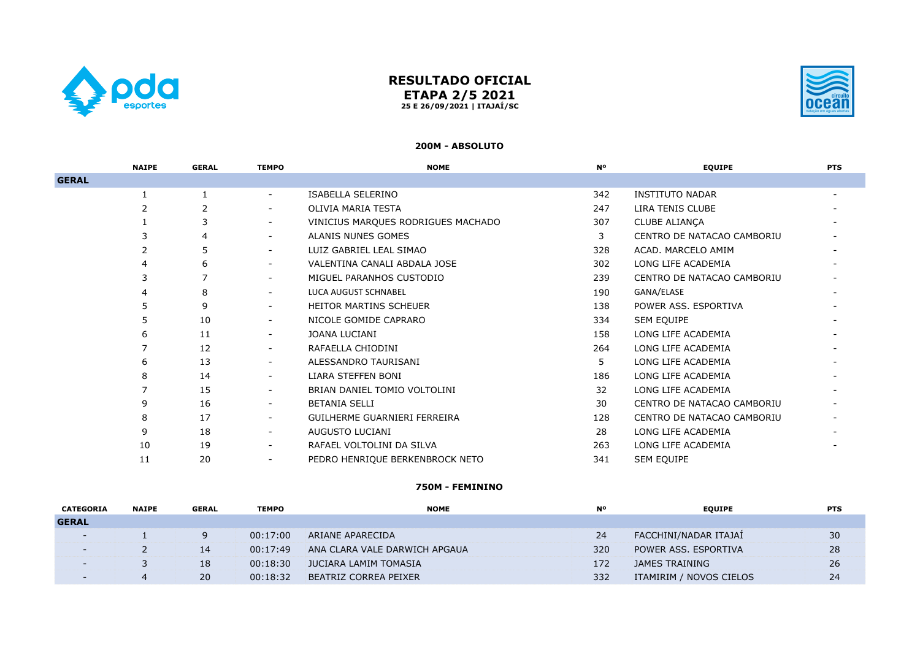# RESULTADO OFICIAL
## ETAPA 2/5 2021
**25 E 26/09/2021 | ITAJAÍ/SC**

### 200M - ABSOLUTO

| | NAIPE | GERAL | TEMPO | NOME | Nº | EQUIPE | PTS |
|---|---|---|---|---|---|---|---|
| **GERAL** | | | | | | | |
| | 1 | 1 | - | ISABELLA SELERINO | 342 | INSTITUTO NADAR | - |
| | 2 | 2 | - | OLIVIA MARIA TESTA | 247 | LIRA TENIS CLUBE | - |
| | 1 | 3 | - | VINICIUS MARQUES RODRIGUES MACHADO | 307 | CLUBE ALIANÇA | - |
| | 3 | 4 | - | ALANIS NUNES GOMES | 3 | CENTRO DE NATACAO CAMBORIU | - |
| | 2 | 5 | - | LUIZ GABRIEL LEAL SIMAO | 328 | ACAD. MARCELO AMIM | - |
| | 4 | 6 | - | VALENTINA CANALI ABDALA JOSE | 302 | LONG LIFE ACADEMIA | - |
| | 3 | 7 | - | MIGUEL PARANHOS CUSTODIO | 239 | CENTRO DE NATACAO CAMBORIU | - |
| | 4 | 8 | - | LUCA AUGUST SCHNABEL | 190 | GANA/ELASE | - |
| | 5 | 9 | - | HEITOR MARTINS SCHEUER | 138 | POWER ASS. ESPORTIVA | - |
| | 5 | 10 | - | NICOLE GOMIDE CAPRARO | 334 | SEM EQUIPE | - |
| | 6 | 11 | - | JOANA LUCIANI | 158 | LONG LIFE ACADEMIA | - |
| | 7 | 12 | - | RAFAELLA CHIODINI | 264 | LONG LIFE ACADEMIA | - |
| | 6 | 13 | - | ALESSANDRO TAURISANI | 5 | LONG LIFE ACADEMIA | - |
| | 8 | 14 | - | LIARA STEFFEN BONI | 186 | LONG LIFE ACADEMIA | - |
| | 7 | 15 | - | BRIAN DANIEL TOMIO VOLTOLINI | 32 | LONG LIFE ACADEMIA | - |
| | 9 | 16 | - | BETANIA SELLI | 30 | CENTRO DE NATACAO CAMBORIU | - |
| | 8 | 17 | - | GUILHERME GUARNIERI FERREIRA | 128 | CENTRO DE NATACAO CAMBORIU | - |
| | 9 | 18 | - | AUGUSTO LUCIANI | 28 | LONG LIFE ACADEMIA | - |
| | 10 | 19 | - | RAFAEL VOLTOLINI DA SILVA | 263 | LONG LIFE ACADEMIA | - |
| | 11 | 20 | - | PEDRO HENRIQUE BERKENBROCK NETO | 341 | SEM EQUIPE | |

### 750M - FEMININO

| CATEGORIA | NAIPE | GERAL | TEMPO | NOME | Nº | EQUIPE | PTS |
|---|---|---|---|---|---|---|---|
| **GERAL** | | | | | | | |
| - | 1 | 9 | 00:17:00 | ARIANE APARECIDA | 24 | FACCHINI/NADAR ITAJAÍ | 30 |
| - | 2 | 14 | 00:17:49 | ANA CLARA VALE DARWICH APGAUA | 320 | POWER ASS. ESPORTIVA | 28 |
| - | 3 | 18 | 00:18:30 | JUCIARA LAMIM TOMASIA | 172 | JAMES TRAINING | 26 |
| - | 4 | 20 | 00:18:32 | BEATRIZ CORREA PEIXER | 332 | ITAMIRIM / NOVOS CIELOS | 24 |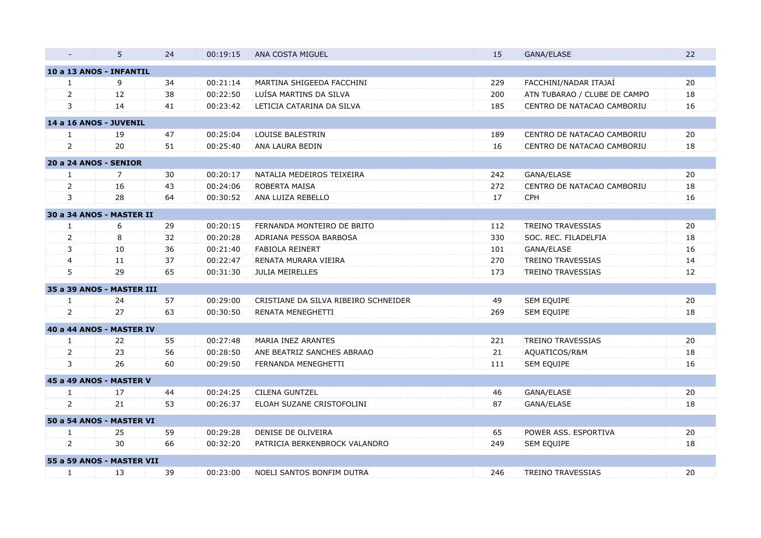| - | 5 | 24 | 00:19:15 | ANA COSTA MIGUEL | 15 | GANA/ELASE | 22 |
|---|---|---|---|---|---|---|---|
| **10 a 13 ANOS - INFANTIL** | | | | | | | |
| 1 | 9 | 34 | 00:21:14 | MARTINA SHIGEEDA FACCHINI | 229 | FACCHINI/NADAR ITAJAÍ | 20 |
| 2 | 12 | 38 | 00:22:50 | LUÍSA MARTINS DA SILVA | 200 | ATN TUBARAO / CLUBE DE CAMPO | 18 |
| 3 | 14 | 41 | 00:23:42 | LETICIA CATARINA DA SILVA | 185 | CENTRO DE NATACAO CAMBORIU | 16 |
| **14 a 16 ANOS - JUVENIL** | | | | | | | |
| 1 | 19 | 47 | 00:25:04 | LOUISE BALESTRIN | 189 | CENTRO DE NATACAO CAMBORIU | 20 |
| 2 | 20 | 51 | 00:25:40 | ANA LAURA BEDIN | 16 | CENTRO DE NATACAO CAMBORIU | 18 |
| **20 a 24 ANOS - SENIOR** | | | | | | | |
| 1 | 7 | 30 | 00:20:17 | NATALIA MEDEIROS TEIXEIRA | 242 | GANA/ELASE | 20 |
| 2 | 16 | 43 | 00:24:06 | ROBERTA MAISA | 272 | CENTRO DE NATACAO CAMBORIU | 18 |
| 3 | 28 | 64 | 00:30:52 | ANA LUIZA REBELLO | 17 | CPH | 16 |
| **30 a 34 ANOS - MASTER II** | | | | | | | |
| 1 | 6 | 29 | 00:20:15 | FERNANDA MONTEIRO DE BRITO | 112 | TREINO TRAVESSIAS | 20 |
| 2 | 8 | 32 | 00:20:28 | ADRIANA PESSOA BARBOSA | 330 | SOC. REC. FILADELFIA | 18 |
| 3 | 10 | 36 | 00:21:40 | FABIOLA REINERT | 101 | GANA/ELASE | 16 |
| 4 | 11 | 37 | 00:22:47 | RENATA MURARA VIEIRA | 270 | TREINO TRAVESSIAS | 14 |
| 5 | 29 | 65 | 00:31:30 | JULIA MEIRELLES | 173 | TREINO TRAVESSIAS | 12 |
| **35 a 39 ANOS - MASTER III** | | | | | | | |
| 1 | 24 | 57 | 00:29:00 | CRISTIANE DA SILVA RIBEIRO SCHNEIDER | 49 | SEM EQUIPE | 20 |
| 2 | 27 | 63 | 00:30:50 | RENATA MENEGHETTI | 269 | SEM EQUIPE | 18 |
| **40 a 44 ANOS - MASTER IV** | | | | | | | |
| 1 | 22 | 55 | 00:27:48 | MARIA INEZ ARANTES | 221 | TREINO TRAVESSIAS | 20 |
| 2 | 23 | 56 | 00:28:50 | ANE BEATRIZ SANCHES ABRAAO | 21 | AQUATICOS/R&M | 18 |
| 3 | 26 | 60 | 00:29:50 | FERNANDA MENEGHETTI | 111 | SEM EQUIPE | 16 |
| **45 a 49 ANOS - MASTER V** | | | | | | | |
| 1 | 17 | 44 | 00:24:25 | CILENA GUNTZEL | 46 | GANA/ELASE | 20 |
| 2 | 21 | 53 | 00:26:37 | ELOAH SUZANE CRISTOFOLINI | 87 | GANA/ELASE | 18 |
| **50 a 54 ANOS - MASTER VI** | | | | | | | |
| 1 | 25 | 59 | 00:29:28 | DENISE DE OLIVEIRA | 65 | POWER ASS. ESPORTIVA | 20 |
| 2 | 30 | 66 | 00:32:20 | PATRICIA BERKENBROCK VALANDRO | 249 | SEM EQUIPE | 18 |
| **55 a 59 ANOS - MASTER VII** | | | | | | | |
| 1 | 13 | 39 | 00:23:00 | NOELI SANTOS BONFIM DUTRA | 246 | TREINO TRAVESSIAS | 20 |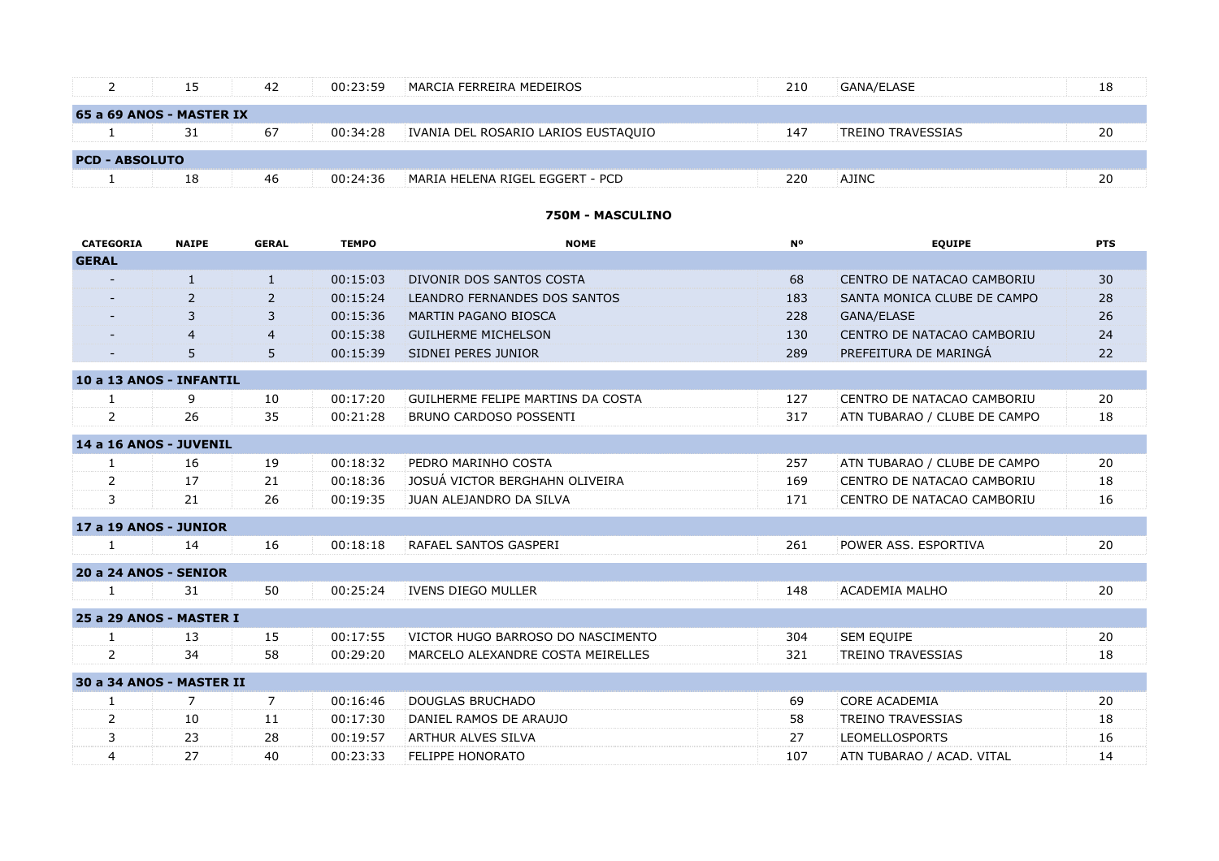| | | | | | | | |
|---|---|---|---|---|---|---|---|
| 2 | 15 | 42 | 00:23:59 | MARCIA FERREIRA MEDEIROS | 210 | GANA/ELASE | 18 |
| **65 a 69 ANOS - MASTER IX** | | | | | | | |
| 1 | 31 | 67 | 00:34:28 | IVANIA DEL ROSARIO LARIOS EUSTAQUIO | 147 | TREINO TRAVESSIAS | 20 |
| **PCD - ABSOLUTO** | | | | | | | |
| 1 | 18 | 46 | 00:24:36 | MARIA HELENA RIGEL EGGERT - PCD | 220 | AJINC | 20 |

## 750M - MASCULINO

| CATEGORIA | NAIPE | GERAL | TEMPO | NOME | Nº | EQUIPE | PTS |
|---|---|---|---|---|---|---|---|
| **GERAL** | | | | | | | |
| - | 1 | 1 | 00:15:03 | DIVONIR DOS SANTOS COSTA | 68 | CENTRO DE NATACAO CAMBORIU | 30 |
| - | 2 | 2 | 00:15:24 | LEANDRO FERNANDES DOS SANTOS | 183 | SANTA MONICA CLUBE DE CAMPO | 28 |
| - | 3 | 3 | 00:15:36 | MARTIN PAGANO BIOSCA | 228 | GANA/ELASE | 26 |
| - | 4 | 4 | 00:15:38 | GUILHERME MICHELSON | 130 | CENTRO DE NATACAO CAMBORIU | 24 |
| - | 5 | 5 | 00:15:39 | SIDNEI PERES JUNIOR | 289 | PREFEITURA DE MARINGÁ | 22 |
| **10 a 13 ANOS - INFANTIL** | | | | | | | |
| 1 | 9 | 10 | 00:17:20 | GUILHERME FELIPE MARTINS DA COSTA | 127 | CENTRO DE NATACAO CAMBORIU | 20 |
| 2 | 26 | 35 | 00:21:28 | BRUNO CARDOSO POSSENTI | 317 | ATN TUBARAO / CLUBE DE CAMPO | 18 |
| **14 a 16 ANOS - JUVENIL** | | | | | | | |
| 1 | 16 | 19 | 00:18:32 | PEDRO MARINHO COSTA | 257 | ATN TUBARAO / CLUBE DE CAMPO | 20 |
| 2 | 17 | 21 | 00:18:36 | JOSUÁ VICTOR BERGHAHN OLIVEIRA | 169 | CENTRO DE NATACAO CAMBORIU | 18 |
| 3 | 21 | 26 | 00:19:35 | JUAN ALEJANDRO DA SILVA | 171 | CENTRO DE NATACAO CAMBORIU | 16 |
| **17 a 19 ANOS - JUNIOR** | | | | | | | |
| 1 | 14 | 16 | 00:18:18 | RAFAEL SANTOS GASPERI | 261 | POWER ASS. ESPORTIVA | 20 |
| **20 a 24 ANOS - SENIOR** | | | | | | | |
| 1 | 31 | 50 | 00:25:24 | IVENS DIEGO MULLER | 148 | ACADEMIA MALHO | 20 |
| **25 a 29 ANOS - MASTER I** | | | | | | | |
| 1 | 13 | 15 | 00:17:55 | VICTOR HUGO BARROSO DO NASCIMENTO | 304 | SEM EQUIPE | 20 |
| 2 | 34 | 58 | 00:29:20 | MARCELO ALEXANDRE COSTA MEIRELLES | 321 | TREINO TRAVESSIAS | 18 |
| **30 a 34 ANOS - MASTER II** | | | | | | | |
| 1 | 7 | 7 | 00:16:46 | DOUGLAS BRUCHADO | 69 | CORE ACADEMIA | 20 |
| 2 | 10 | 11 | 00:17:30 | DANIEL RAMOS DE ARAUJO | 58 | TREINO TRAVESSIAS | 18 |
| 3 | 23 | 28 | 00:19:57 | ARTHUR ALVES SILVA | 27 | LEOMELLOSPORTS | 16 |
| 4 | 27 | 40 | 00:23:33 | FELIPPE HONORATO | 107 | ATN TUBARAO / ACAD. VITAL | 14 |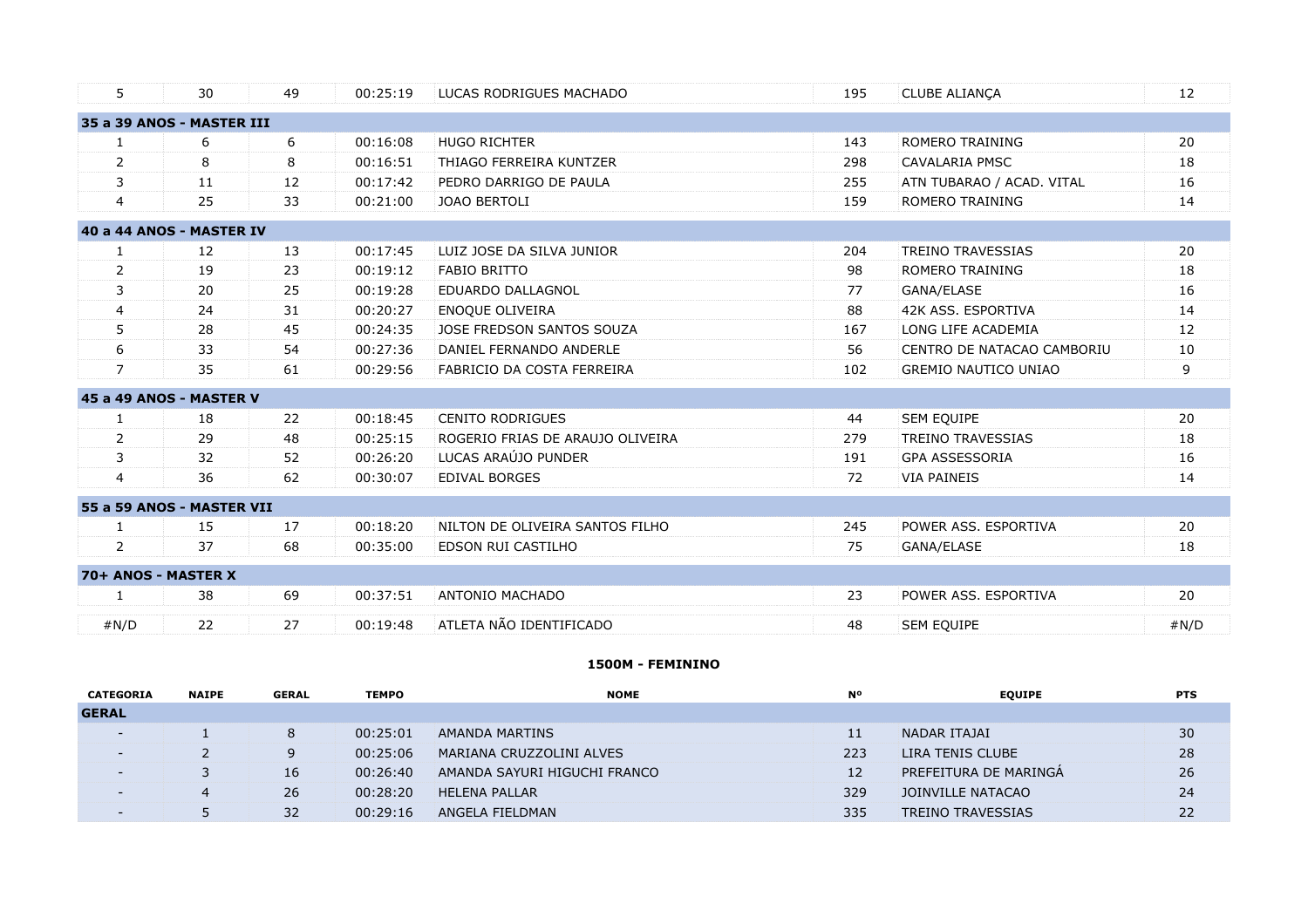| | | | | | | | |
|---|---|---|---|---|---|---|---|
| 5 | 30 | 49 | 00:25:19 | LUCAS RODRIGUES MACHADO | 195 | CLUBE ALIANÇA | 12 |
| **35 a 39 ANOS - MASTER III** | | | | | | | |
| 1 | 6 | 6 | 00:16:08 | HUGO RICHTER | 143 | ROMERO TRAINING | 20 |
| 2 | 8 | 8 | 00:16:51 | THIAGO FERREIRA KUNTZER | 298 | CAVALARIA PMSC | 18 |
| 3 | 11 | 12 | 00:17:42 | PEDRO DARRIGO DE PAULA | 255 | ATN TUBARAO / ACAD. VITAL | 16 |
| 4 | 25 | 33 | 00:21:00 | JOAO BERTOLI | 159 | ROMERO TRAINING | 14 |
| **40 a 44 ANOS - MASTER IV** | | | | | | | |
| 1 | 12 | 13 | 00:17:45 | LUIZ JOSE DA SILVA JUNIOR | 204 | TREINO TRAVESSIAS | 20 |
| 2 | 19 | 23 | 00:19:12 | FABIO BRITTO | 98 | ROMERO TRAINING | 18 |
| 3 | 20 | 25 | 00:19:28 | EDUARDO DALLAGNOL | 77 | GANA/ELASE | 16 |
| 4 | 24 | 31 | 00:20:27 | ENOQUE OLIVEIRA | 88 | 42K ASS. ESPORTIVA | 14 |
| 5 | 28 | 45 | 00:24:35 | JOSE FREDSON SANTOS SOUZA | 167 | LONG LIFE ACADEMIA | 12 |
| 6 | 33 | 54 | 00:27:36 | DANIEL FERNANDO ANDERLE | 56 | CENTRO DE NATACAO CAMBORIU | 10 |
| 7 | 35 | 61 | 00:29:56 | FABRICIO DA COSTA FERREIRA | 102 | GREMIO NAUTICO UNIAO | 9 |
| **45 a 49 ANOS - MASTER V** | | | | | | | |
| 1 | 18 | 22 | 00:18:45 | CENITO RODRIGUES | 44 | SEM EQUIPE | 20 |
| 2 | 29 | 48 | 00:25:15 | ROGERIO FRIAS DE ARAUJO OLIVEIRA | 279 | TREINO TRAVESSIAS | 18 |
| 3 | 32 | 52 | 00:26:20 | LUCAS ARAÚJO PUNDER | 191 | GPA ASSESSORIA | 16 |
| 4 | 36 | 62 | 00:30:07 | EDIVAL BORGES | 72 | VIA PAINEIS | 14 |
| **55 a 59 ANOS - MASTER VII** | | | | | | | |
| 1 | 15 | 17 | 00:18:20 | NILTON DE OLIVEIRA SANTOS FILHO | 245 | POWER ASS. ESPORTIVA | 20 |
| 2 | 37 | 68 | 00:35:00 | EDSON RUI CASTILHO | 75 | GANA/ELASE | 18 |
| **70+ ANOS - MASTER X** | | | | | | | |
| 1 | 38 | 69 | 00:37:51 | ANTONIO MACHADO | 23 | POWER ASS. ESPORTIVA | 20 |
| #N/D | 22 | 27 | 00:19:48 | ATLETA NÃO IDENTIFICADO | 48 | SEM EQUIPE | #N/D |

## 1500M - FEMININO

| CATEGORIA | NAIPE | GERAL | TEMPO | NOME | Nº | EQUIPE | PTS |
|---|---|---|---|---|---|---|---|
| **GERAL** | | | | | | | |
| - | 1 | 8 | 00:25:01 | AMANDA MARTINS | 11 | NADAR ITAJAI | 30 |
| - | 2 | 9 | 00:25:06 | MARIANA CRUZZOLINI ALVES | 223 | LIRA TENIS CLUBE | 28 |
| - | 3 | 16 | 00:26:40 | AMANDA SAYURI HIGUCHI FRANCO | 12 | PREFEITURA DE MARINGÁ | 26 |
| - | 4 | 26 | 00:28:20 | HELENA PALLAR | 329 | JOINVILLE NATACAO | 24 |
| - | 5 | 32 | 00:29:16 | ANGELA FIELDMAN | 335 | TREINO TRAVESSIAS | 22 |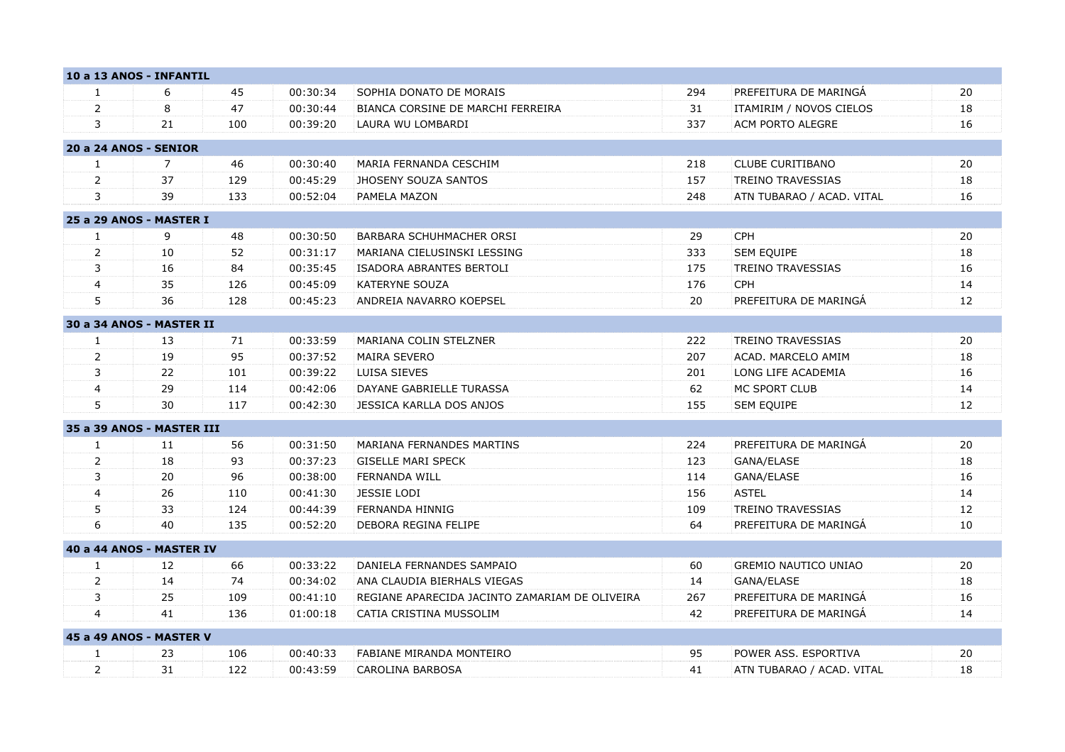| | | | | | | | |
|---|---|---|---|---|---|---|---|
| **10 a 13 ANOS - INFANTIL** | | | | | | | |
| 1 | 6 | 45 | 00:30:34 | SOPHIA DONATO DE MORAIS | 294 | PREFEITURA DE MARINGÁ | 20 |
| 2 | 8 | 47 | 00:30:44 | BIANCA CORSINE DE MARCHI FERREIRA | 31 | ITAMIRIM / NOVOS CIELOS | 18 |
| 3 | 21 | 100 | 00:39:20 | LAURA WU LOMBARDI | 337 | ACM PORTO ALEGRE | 16 |
| **20 a 24 ANOS - SENIOR** | | | | | | | |
| 1 | 7 | 46 | 00:30:40 | MARIA FERNANDA CESCHIM | 218 | CLUBE CURITIBANO | 20 |
| 2 | 37 | 129 | 00:45:29 | JHOSENY SOUZA SANTOS | 157 | TREINO TRAVESSIAS | 18 |
| 3 | 39 | 133 | 00:52:04 | PAMELA MAZON | 248 | ATN TUBARAO / ACAD. VITAL | 16 |
| **25 a 29 ANOS - MASTER I** | | | | | | | |
| 1 | 9 | 48 | 00:30:50 | BARBARA SCHUHMACHER ORSI | 29 | CPH | 20 |
| 2 | 10 | 52 | 00:31:17 | MARIANA CIELUSINSKI LESSING | 333 | SEM EQUIPE | 18 |
| 3 | 16 | 84 | 00:35:45 | ISADORA ABRANTES BERTOLI | 175 | TREINO TRAVESSIAS | 16 |
| 4 | 35 | 126 | 00:45:09 | KATERYNE SOUZA | 176 | CPH | 14 |
| 5 | 36 | 128 | 00:45:23 | ANDREIA NAVARRO KOEPSEL | 20 | PREFEITURA DE MARINGÁ | 12 |
| **30 a 34 ANOS - MASTER II** | | | | | | | |
| 1 | 13 | 71 | 00:33:59 | MARIANA COLIN STELZNER | 222 | TREINO TRAVESSIAS | 20 |
| 2 | 19 | 95 | 00:37:52 | MAIRA SEVERO | 207 | ACAD. MARCELO AMIM | 18 |
| 3 | 22 | 101 | 00:39:22 | LUISA SIEVES | 201 | LONG LIFE ACADEMIA | 16 |
| 4 | 29 | 114 | 00:42:06 | DAYANE GABRIELLE TURASSA | 62 | MC SPORT CLUB | 14 |
| 5 | 30 | 117 | 00:42:30 | JESSICA KARLLA DOS ANJOS | 155 | SEM EQUIPE | 12 |
| **35 a 39 ANOS - MASTER III** | | | | | | | |
| 1 | 11 | 56 | 00:31:50 | MARIANA FERNANDES MARTINS | 224 | PREFEITURA DE MARINGÁ | 20 |
| 2 | 18 | 93 | 00:37:23 | GISELLE MARI SPECK | 123 | GANA/ELASE | 18 |
| 3 | 20 | 96 | 00:38:00 | FERNANDA WILL | 114 | GANA/ELASE | 16 |
| 4 | 26 | 110 | 00:41:30 | JESSIE LODI | 156 | ASTEL | 14 |
| 5 | 33 | 124 | 00:44:39 | FERNANDA HINNIG | 109 | TREINO TRAVESSIAS | 12 |
| 6 | 40 | 135 | 00:52:20 | DEBORA REGINA FELIPE | 64 | PREFEITURA DE MARINGÁ | 10 |
| **40 a 44 ANOS - MASTER IV** | | | | | | | |
| 1 | 12 | 66 | 00:33:22 | DANIELA FERNANDES SAMPAIO | 60 | GREMIO NAUTICO UNIAO | 20 |
| 2 | 14 | 74 | 00:34:02 | ANA CLAUDIA BIERHALS VIEGAS | 14 | GANA/ELASE | 18 |
| 3 | 25 | 109 | 00:41:10 | REGIANE APARECIDA JACINTO ZAMARIAM DE OLIVEIRA | 267 | PREFEITURA DE MARINGÁ | 16 |
| 4 | 41 | 136 | 01:00:18 | CATIA CRISTINA MUSSOLIM | 42 | PREFEITURA DE MARINGÁ | 14 |
| **45 a 49 ANOS - MASTER V** | | | | | | | |
| 1 | 23 | 106 | 00:40:33 | FABIANE MIRANDA MONTEIRO | 95 | POWER ASS. ESPORTIVA | 20 |
| 2 | 31 | 122 | 00:43:59 | CAROLINA BARBOSA | 41 | ATN TUBARAO / ACAD. VITAL | 18 |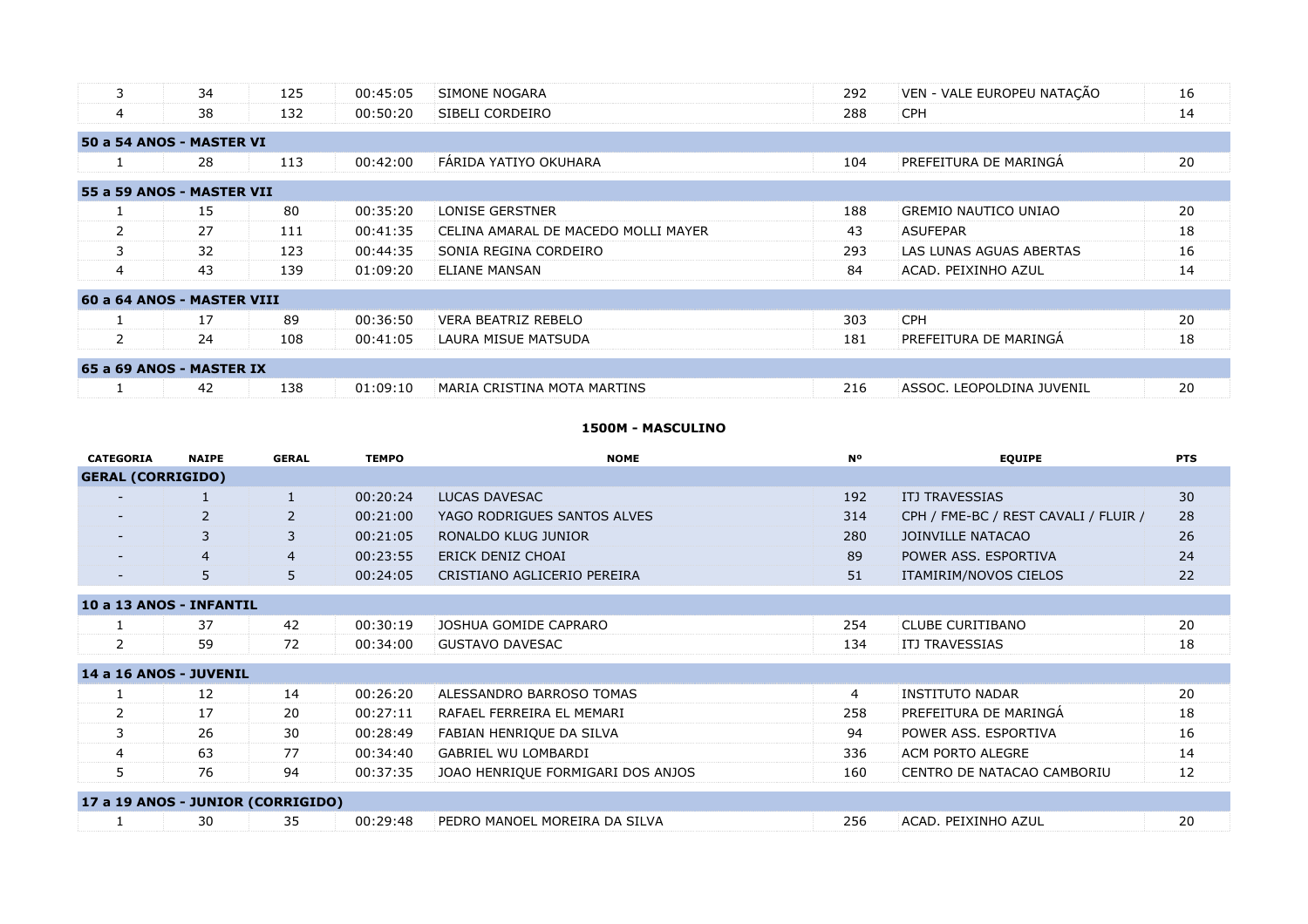| | | | | | | | |
|---|---|---|---|---|---|---|---|
| 3 | 34 | 125 | 00:45:05 | SIMONE NOGARA | 292 | VEN - VALE EUROPEU NATAÇÃO | 16 |
| 4 | 38 | 132 | 00:50:20 | SIBELI CORDEIRO | 288 | CPH | 14 |
| **50 a 54 ANOS - MASTER VI** | | | | | | | |
| 1 | 28 | 113 | 00:42:00 | FÁRIDA YATIYO OKUHARA | 104 | PREFEITURA DE MARINGÁ | 20 |
| **55 a 59 ANOS - MASTER VII** | | | | | | | |
| 1 | 15 | 80 | 00:35:20 | LONISE GERSTNER | 188 | GREMIO NAUTICO UNIAO | 20 |
| 2 | 27 | 111 | 00:41:35 | CELINA AMARAL DE MACEDO MOLLI MAYER | 43 | ASUFEPAR | 18 |
| 3 | 32 | 123 | 00:44:35 | SONIA REGINA CORDEIRO | 293 | LAS LUNAS AGUAS ABERTAS | 16 |
| 4 | 43 | 139 | 01:09:20 | ELIANE MANSAN | 84 | ACAD. PEIXINHO AZUL | 14 |
| **60 a 64 ANOS - MASTER VIII** | | | | | | | |
| 1 | 17 | 89 | 00:36:50 | VERA BEATRIZ REBELO | 303 | CPH | 20 |
| 2 | 24 | 108 | 00:41:05 | LAURA MISUE MATSUDA | 181 | PREFEITURA DE MARINGÁ | 18 |
| **65 a 69 ANOS - MASTER IX** | | | | | | | |
| 1 | 42 | 138 | 01:09:10 | MARIA CRISTINA MOTA MARTINS | 216 | ASSOC. LEOPOLDINA JUVENIL | 20 |

## 1500M - MASCULINO

| CATEGORIA | NAIPE | GERAL | TEMPO | NOME | Nº | EQUIPE | PTS |
|---|---|---|---|---|---|---|---|
| **GERAL (CORRIGIDO)** | | | | | | | |
| - | 1 | 1 | 00:20:24 | LUCAS DAVESAC | 192 | ITJ TRAVESSIAS | 30 |
| - | 2 | 2 | 00:21:00 | YAGO RODRIGUES SANTOS ALVES | 314 | CPH / FME-BC / REST CAVALI / FLUIR / | 28 |
| - | 3 | 3 | 00:21:05 | RONALDO KLUG JUNIOR | 280 | JOINVILLE NATACAO | 26 |
| - | 4 | 4 | 00:23:55 | ERICK DENIZ CHOAI | 89 | POWER ASS. ESPORTIVA | 24 |
| - | 5 | 5 | 00:24:05 | CRISTIANO AGLICERIO PEREIRA | 51 | ITAMIRIM/NOVOS CIELOS | 22 |
| **10 a 13 ANOS - INFANTIL** | | | | | | | |
| 1 | 37 | 42 | 00:30:19 | JOSHUA GOMIDE CAPRARO | 254 | CLUBE CURITIBANO | 20 |
| 2 | 59 | 72 | 00:34:00 | GUSTAVO DAVESAC | 134 | ITJ TRAVESSIAS | 18 |
| **14 a 16 ANOS - JUVENIL** | | | | | | | |
| 1 | 12 | 14 | 00:26:20 | ALESSANDRO BARROSO TOMAS | 4 | INSTITUTO NADAR | 20 |
| 2 | 17 | 20 | 00:27:11 | RAFAEL FERREIRA EL MEMARI | 258 | PREFEITURA DE MARINGÁ | 18 |
| 3 | 26 | 30 | 00:28:49 | FABIAN HENRIQUE DA SILVA | 94 | POWER ASS. ESPORTIVA | 16 |
| 4 | 63 | 77 | 00:34:40 | GABRIEL WU LOMBARDI | 336 | ACM PORTO ALEGRE | 14 |
| 5 | 76 | 94 | 00:37:35 | JOAO HENRIQUE FORMIGARI DOS ANJOS | 160 | CENTRO DE NATACAO CAMBORIU | 12 |
| **17 a 19 ANOS - JUNIOR (CORRIGIDO)** | | | | | | | |
| 1 | 30 | 35 | 00:29:48 | PEDRO MANOEL MOREIRA DA SILVA | 256 | ACAD. PEIXINHO AZUL | 20 |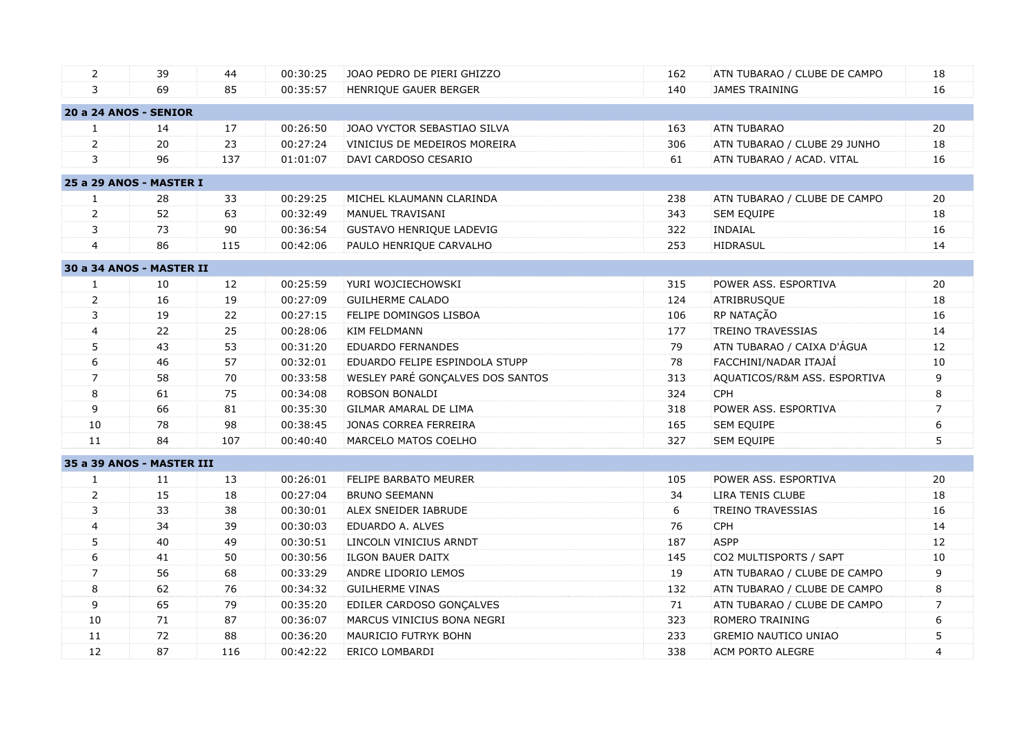| | | | | | | | |
|---|---|---|---|---|---|---|---|
| 2 | 39 | 44 | 00:30:25 | JOAO PEDRO DE PIERI GHIZZO | 162 | ATN TUBARAO / CLUBE DE CAMPO | 18 |
| 3 | 69 | 85 | 00:35:57 | HENRIQUE GAUER BERGER | 140 | JAMES TRAINING | 16 |

**20 a 24 ANOS - SENIOR**

| | | | | | | | |
|---|---|---|---|---|---|---|---|
| 1 | 14 | 17 | 00:26:50 | JOAO VYCTOR SEBASTIAO SILVA | 163 | ATN TUBARAO | 20 |
| 2 | 20 | 23 | 00:27:24 | VINICIUS DE MEDEIROS MOREIRA | 306 | ATN TUBARAO / CLUBE 29 JUNHO | 18 |
| 3 | 96 | 137 | 01:01:07 | DAVI CARDOSO CESARIO | 61 | ATN TUBARAO / ACAD. VITAL | 16 |

**25 a 29 ANOS - MASTER I**

| | | | | | | | |
|---|---|---|---|---|---|---|---|
| 1 | 28 | 33 | 00:29:25 | MICHEL KLAUMANN CLARINDA | 238 | ATN TUBARAO / CLUBE DE CAMPO | 20 |
| 2 | 52 | 63 | 00:32:49 | MANUEL TRAVISANI | 343 | SEM EQUIPE | 18 |
| 3 | 73 | 90 | 00:36:54 | GUSTAVO HENRIQUE LADEVIG | 322 | INDAIAL | 16 |
| 4 | 86 | 115 | 00:42:06 | PAULO HENRIQUE CARVALHO | 253 | HIDRASUL | 14 |

**30 a 34 ANOS - MASTER II**

| | | | | | | | |
|---|---|---|---|---|---|---|---|
| 1 | 10 | 12 | 00:25:59 | YURI WOJCIECHOWSKI | 315 | POWER ASS. ESPORTIVA | 20 |
| 2 | 16 | 19 | 00:27:09 | GUILHERME CALADO | 124 | ATRIBRUSQUE | 18 |
| 3 | 19 | 22 | 00:27:15 | FELIPE DOMINGOS LISBOA | 106 | RP NATAÇÃO | 16 |
| 4 | 22 | 25 | 00:28:06 | KIM FELDMANN | 177 | TREINO TRAVESSIAS | 14 |
| 5 | 43 | 53 | 00:31:20 | EDUARDO FERNANDES | 79 | ATN TUBARAO / CAIXA D'ÁGUA | 12 |
| 6 | 46 | 57 | 00:32:01 | EDUARDO FELIPE ESPINDOLA STUPP | 78 | FACCHINI/NADAR ITAJAÍ | 10 |
| 7 | 58 | 70 | 00:33:58 | WESLEY PARÉ GONÇALVES DOS SANTOS | 313 | AQUATICOS/R&M ASS. ESPORTIVA | 9 |
| 8 | 61 | 75 | 00:34:08 | ROBSON BONALDI | 324 | CPH | 8 |
| 9 | 66 | 81 | 00:35:30 | GILMAR AMARAL DE LIMA | 318 | POWER ASS. ESPORTIVA | 7 |
| 10 | 78 | 98 | 00:38:45 | JONAS CORREA FERREIRA | 165 | SEM EQUIPE | 6 |
| 11 | 84 | 107 | 00:40:40 | MARCELO MATOS COELHO | 327 | SEM EQUIPE | 5 |

**35 a 39 ANOS - MASTER III**

| | | | | | | | |
|---|---|---|---|---|---|---|---|
| 1 | 11 | 13 | 00:26:01 | FELIPE BARBATO MEURER | 105 | POWER ASS. ESPORTIVA | 20 |
| 2 | 15 | 18 | 00:27:04 | BRUNO SEEMANN | 34 | LIRA TENIS CLUBE | 18 |
| 3 | 33 | 38 | 00:30:01 | ALEX SNEIDER IABRUDE | 6 | TREINO TRAVESSIAS | 16 |
| 4 | 34 | 39 | 00:30:03 | EDUARDO A. ALVES | 76 | CPH | 14 |
| 5 | 40 | 49 | 00:30:51 | LINCOLN VINICIUS ARNDT | 187 | ASPP | 12 |
| 6 | 41 | 50 | 00:30:56 | ILGON BAUER DAITX | 145 | CO2 MULTISPORTS / SAPT | 10 |
| 7 | 56 | 68 | 00:33:29 | ANDRE LIDORIO LEMOS | 19 | ATN TUBARAO / CLUBE DE CAMPO | 9 |
| 8 | 62 | 76 | 00:34:32 | GUILHERME VINAS | 132 | ATN TUBARAO / CLUBE DE CAMPO | 8 |
| 9 | 65 | 79 | 00:35:20 | EDILER CARDOSO GONÇALVES | 71 | ATN TUBARAO / CLUBE DE CAMPO | 7 |
| 10 | 71 | 87 | 00:36:07 | MARCUS VINICIUS BONA NEGRI | 323 | ROMERO TRAINING | 6 |
| 11 | 72 | 88 | 00:36:20 | MAURICIO FUTRYK BOHN | 233 | GREMIO NAUTICO UNIAO | 5 |
| 12 | 87 | 116 | 00:42:22 | ERICO LOMBARDI | 338 | ACM PORTO ALEGRE | 4 |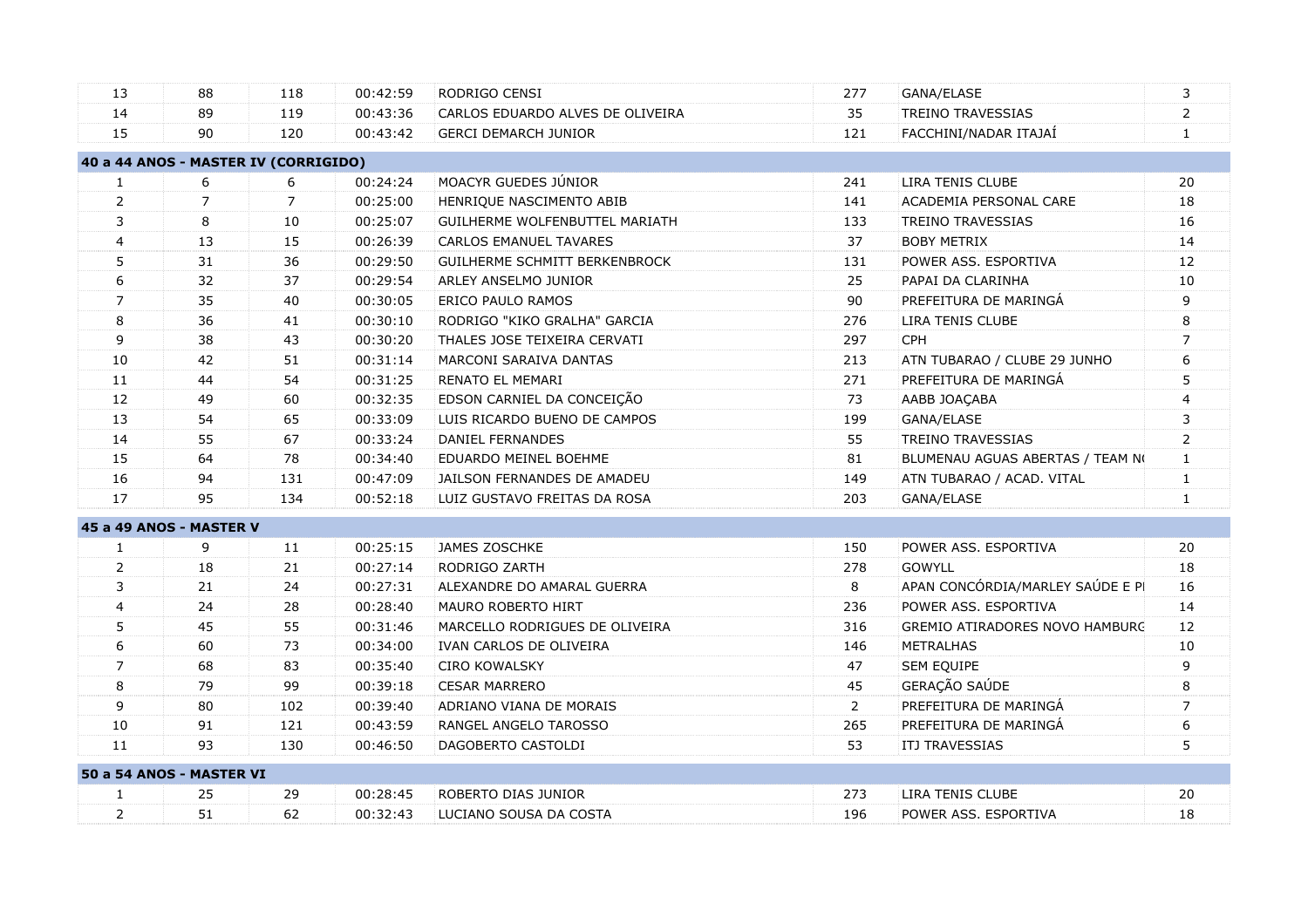| | | | | | | | |
|---|---|---|---|---|---|---|---|
| 13 | 88 | 118 | 00:42:59 | RODRIGO CENSI | 277 | GANA/ELASE | 3 |
| 14 | 89 | 119 | 00:43:36 | CARLOS EDUARDO ALVES DE OLIVEIRA | 35 | TREINO TRAVESSIAS | 2 |
| 15 | 90 | 120 | 00:43:42 | GERCI DEMARCH JUNIOR | 121 | FACCHINI/NADAR ITAJAÍ | 1 |

**40 a 44 ANOS - MASTER IV (CORRIGIDO)**

| | | | | | | | |
|---|---|---|---|---|---|---|---|
| 1 | 6 | 6 | 00:24:24 | MOACYR GUEDES JÚNIOR | 241 | LIRA TENIS CLUBE | 20 |
| 2 | 7 | 7 | 00:25:00 | HENRIQUE NASCIMENTO ABIB | 141 | ACADEMIA PERSONAL CARE | 18 |
| 3 | 8 | 10 | 00:25:07 | GUILHERME WOLFENBUTTEL MARIATH | 133 | TREINO TRAVESSIAS | 16 |
| 4 | 13 | 15 | 00:26:39 | CARLOS EMANUEL TAVARES | 37 | BOBY METRIX | 14 |
| 5 | 31 | 36 | 00:29:50 | GUILHERME SCHMITT BERKENBROCK | 131 | POWER ASS. ESPORTIVA | 12 |
| 6 | 32 | 37 | 00:29:54 | ARLEY ANSELMO JUNIOR | 25 | PAPAI DA CLARINHA | 10 |
| 7 | 35 | 40 | 00:30:05 | ERICO PAULO RAMOS | 90 | PREFEITURA DE MARINGÁ | 9 |
| 8 | 36 | 41 | 00:30:10 | RODRIGO "KIKO GRALHA" GARCIA | 276 | LIRA TENIS CLUBE | 8 |
| 9 | 38 | 43 | 00:30:20 | THALES JOSE TEIXEIRA CERVATI | 297 | CPH | 7 |
| 10 | 42 | 51 | 00:31:14 | MARCONI SARAIVA DANTAS | 213 | ATN TUBARAO / CLUBE 29 JUNHO | 6 |
| 11 | 44 | 54 | 00:31:25 | RENATO EL MEMARI | 271 | PREFEITURA DE MARINGÁ | 5 |
| 12 | 49 | 60 | 00:32:35 | EDSON CARNIEL DA CONCEIÇÃO | 73 | AABB JOAÇABA | 4 |
| 13 | 54 | 65 | 00:33:09 | LUIS RICARDO BUENO DE CAMPOS | 199 | GANA/ELASE | 3 |
| 14 | 55 | 67 | 00:33:24 | DANIEL FERNANDES | 55 | TREINO TRAVESSIAS | 2 |
| 15 | 64 | 78 | 00:34:40 | EDUARDO MEINEL BOEHME | 81 | BLUMENAU AGUAS ABERTAS / TEAM N( | 1 |
| 16 | 94 | 131 | 00:47:09 | JAILSON FERNANDES DE AMADEU | 149 | ATN TUBARAO / ACAD. VITAL | 1 |
| 17 | 95 | 134 | 00:52:18 | LUIZ GUSTAVO FREITAS DA ROSA | 203 | GANA/ELASE | 1 |

**45 a 49 ANOS - MASTER V**

| | | | | | | | |
|---|---|---|---|---|---|---|---|
| 1 | 9 | 11 | 00:25:15 | JAMES ZOSCHKE | 150 | POWER ASS. ESPORTIVA | 20 |
| 2 | 18 | 21 | 00:27:14 | RODRIGO ZARTH | 278 | GOWYLL | 18 |
| 3 | 21 | 24 | 00:27:31 | ALEXANDRE DO AMARAL GUERRA | 8 | APAN CONCÓRDIA/MARLEY SAÚDE E PI | 16 |
| 4 | 24 | 28 | 00:28:40 | MAURO ROBERTO HIRT | 236 | POWER ASS. ESPORTIVA | 14 |
| 5 | 45 | 55 | 00:31:46 | MARCELLO RODRIGUES DE OLIVEIRA | 316 | GREMIO ATIRADORES NOVO HAMBURG | 12 |
| 6 | 60 | 73 | 00:34:00 | IVAN CARLOS DE OLIVEIRA | 146 | METRALHAS | 10 |
| 7 | 68 | 83 | 00:35:40 | CIRO KOWALSKY | 47 | SEM EQUIPE | 9 |
| 8 | 79 | 99 | 00:39:18 | CESAR MARRERO | 45 | GERAÇÃO SAÚDE | 8 |
| 9 | 80 | 102 | 00:39:40 | ADRIANO VIANA DE MORAIS | 2 | PREFEITURA DE MARINGÁ | 7 |
| 10 | 91 | 121 | 00:43:59 | RANGEL ANGELO TAROSSO | 265 | PREFEITURA DE MARINGÁ | 6 |
| 11 | 93 | 130 | 00:46:50 | DAGOBERTO CASTOLDI | 53 | ITJ TRAVESSIAS | 5 |

**50 a 54 ANOS - MASTER VI**

| | | | | | | | |
|---|---|---|---|---|---|---|---|
| 1 | 25 | 29 | 00:28:45 | ROBERTO DIAS JUNIOR | 273 | LIRA TENIS CLUBE | 20 |
| 2 | 51 | 62 | 00:32:43 | LUCIANO SOUSA DA COSTA | 196 | POWER ASS. ESPORTIVA | 18 |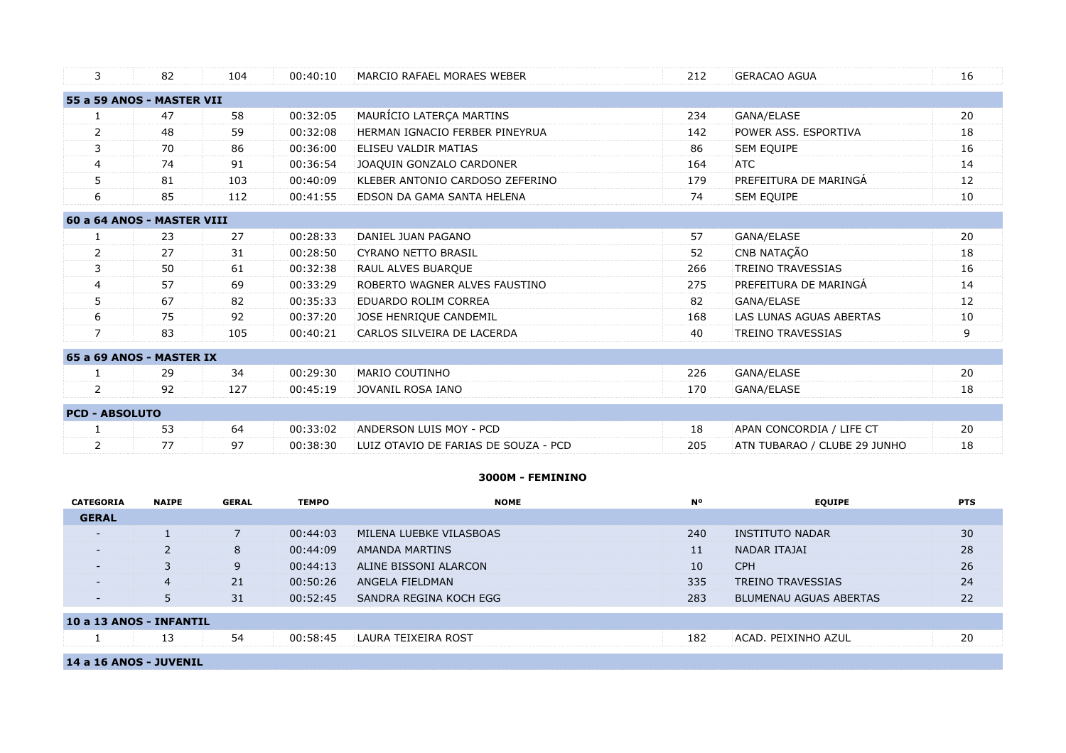| | | | | | | | |
|---|---|---|---|---|---|---|---|
| 3 | 82 | 104 | 00:40:10 | MARCIO RAFAEL MORAES WEBER | 212 | GERACAO AGUA | 16 |
| **55 a 59 ANOS - MASTER VII** | | | | | | | |
| 1 | 47 | 58 | 00:32:05 | MAURÍCIO LATERÇA MARTINS | 234 | GANA/ELASE | 20 |
| 2 | 48 | 59 | 00:32:08 | HERMAN IGNACIO FERBER PINEYRUA | 142 | POWER ASS. ESPORTIVA | 18 |
| 3 | 70 | 86 | 00:36:00 | ELISEU VALDIR MATIAS | 86 | SEM EQUIPE | 16 |
| 4 | 74 | 91 | 00:36:54 | JOAQUIN GONZALO CARDONER | 164 | ATC | 14 |
| 5 | 81 | 103 | 00:40:09 | KLEBER ANTONIO CARDOSO ZEFERINO | 179 | PREFEITURA DE MARINGÁ | 12 |
| 6 | 85 | 112 | 00:41:55 | EDSON DA GAMA SANTA HELENA | 74 | SEM EQUIPE | 10 |
| **60 a 64 ANOS - MASTER VIII** | | | | | | | |
| 1 | 23 | 27 | 00:28:33 | DANIEL JUAN PAGANO | 57 | GANA/ELASE | 20 |
| 2 | 27 | 31 | 00:28:50 | CYRANO NETTO BRASIL | 52 | CNB NATAÇÃO | 18 |
| 3 | 50 | 61 | 00:32:38 | RAUL ALVES BUARQUE | 266 | TREINO TRAVESSIAS | 16 |
| 4 | 57 | 69 | 00:33:29 | ROBERTO WAGNER ALVES FAUSTINO | 275 | PREFEITURA DE MARINGÁ | 14 |
| 5 | 67 | 82 | 00:35:33 | EDUARDO ROLIM CORREA | 82 | GANA/ELASE | 12 |
| 6 | 75 | 92 | 00:37:20 | JOSE HENRIQUE CANDEMIL | 168 | LAS LUNAS AGUAS ABERTAS | 10 |
| 7 | 83 | 105 | 00:40:21 | CARLOS SILVEIRA DE LACERDA | 40 | TREINO TRAVESSIAS | 9 |
| **65 a 69 ANOS - MASTER IX** | | | | | | | |
| 1 | 29 | 34 | 00:29:30 | MARIO COUTINHO | 226 | GANA/ELASE | 20 |
| 2 | 92 | 127 | 00:45:19 | JOVANIL ROSA IANO | 170 | GANA/ELASE | 18 |
| **PCD - ABSOLUTO** | | | | | | | |
| 1 | 53 | 64 | 00:33:02 | ANDERSON LUIS MOY - PCD | 18 | APAN CONCORDIA / LIFE CT | 20 |
| 2 | 77 | 97 | 00:38:30 | LUIZ OTAVIO DE FARIAS DE SOUZA - PCD | 205 | ATN TUBARAO / CLUBE 29 JUNHO | 18 |

## 3000M - FEMININO

| CATEGORIA | NAIPE | GERAL | TEMPO | NOME | Nº | EQUIPE | PTS |
|---|---|---|---|---|---|---|---|
| **GERAL** | | | | | | | |
| - | 1 | 7 | 00:44:03 | MILENA LUEBKE VILASBOAS | 240 | INSTITUTO NADAR | 30 |
| - | 2 | 8 | 00:44:09 | AMANDA MARTINS | 11 | NADAR ITAJAI | 28 |
| - | 3 | 9 | 00:44:13 | ALINE BISSONI ALARCON | 10 | CPH | 26 |
| - | 4 | 21 | 00:50:26 | ANGELA FIELDMAN | 335 | TREINO TRAVESSIAS | 24 |
| - | 5 | 31 | 00:52:45 | SANDRA REGINA KOCH EGG | 283 | BLUMENAU AGUAS ABERTAS | 22 |
| **10 a 13 ANOS - INFANTIL** | | | | | | | |
| 1 | 13 | 54 | 00:58:45 | LAURA TEIXEIRA ROST | 182 | ACAD. PEIXINHO AZUL | 20 |
| **14 a 16 ANOS - JUVENIL** | | | | | | | |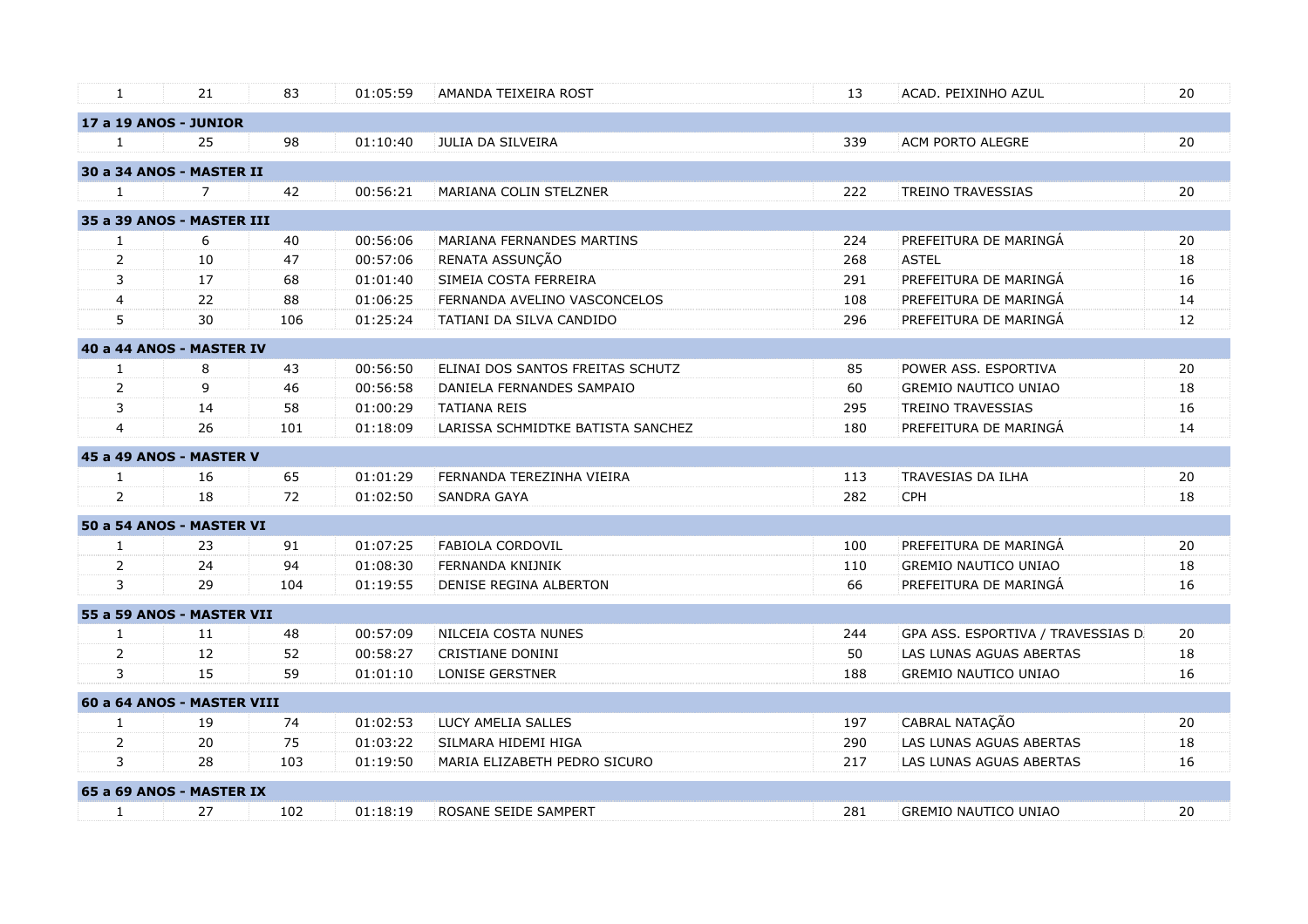| | | | | | | | |
|---|---|---|---|---|---|---|---|
| 1 | 21 | 83 | 01:05:59 | AMANDA TEIXEIRA ROST | 13 | ACAD. PEIXINHO AZUL | 20 |
| **17 a 19 ANOS - JUNIOR** | | | | | | | |
| 1 | 25 | 98 | 01:10:40 | JULIA DA SILVEIRA | 339 | ACM PORTO ALEGRE | 20 |
| **30 a 34 ANOS - MASTER II** | | | | | | | |
| 1 | 7 | 42 | 00:56:21 | MARIANA COLIN STELZNER | 222 | TREINO TRAVESSIAS | 20 |
| **35 a 39 ANOS - MASTER III** | | | | | | | |
| 1 | 6 | 40 | 00:56:06 | MARIANA FERNANDES MARTINS | 224 | PREFEITURA DE MARINGÁ | 20 |
| 2 | 10 | 47 | 00:57:06 | RENATA ASSUNÇÃO | 268 | ASTEL | 18 |
| 3 | 17 | 68 | 01:01:40 | SIMEIA COSTA FERREIRA | 291 | PREFEITURA DE MARINGÁ | 16 |
| 4 | 22 | 88 | 01:06:25 | FERNANDA AVELINO VASCONCELOS | 108 | PREFEITURA DE MARINGÁ | 14 |
| 5 | 30 | 106 | 01:25:24 | TATIANI DA SILVA CANDIDO | 296 | PREFEITURA DE MARINGÁ | 12 |
| **40 a 44 ANOS - MASTER IV** | | | | | | | |
| 1 | 8 | 43 | 00:56:50 | ELINAI DOS SANTOS FREITAS SCHUTZ | 85 | POWER ASS. ESPORTIVA | 20 |
| 2 | 9 | 46 | 00:56:58 | DANIELA FERNANDES SAMPAIO | 60 | GREMIO NAUTICO UNIAO | 18 |
| 3 | 14 | 58 | 01:00:29 | TATIANA REIS | 295 | TREINO TRAVESSIAS | 16 |
| 4 | 26 | 101 | 01:18:09 | LARISSA SCHMIDTKE BATISTA SANCHEZ | 180 | PREFEITURA DE MARINGÁ | 14 |
| **45 a 49 ANOS - MASTER V** | | | | | | | |
| 1 | 16 | 65 | 01:01:29 | FERNANDA TEREZINHA VIEIRA | 113 | TRAVESIAS DA ILHA | 20 |
| 2 | 18 | 72 | 01:02:50 | SANDRA GAYA | 282 | CPH | 18 |
| **50 a 54 ANOS - MASTER VI** | | | | | | | |
| 1 | 23 | 91 | 01:07:25 | FABIOLA CORDOVIL | 100 | PREFEITURA DE MARINGÁ | 20 |
| 2 | 24 | 94 | 01:08:30 | FERNANDA KNIJNIK | 110 | GREMIO NAUTICO UNIAO | 18 |
| 3 | 29 | 104 | 01:19:55 | DENISE REGINA ALBERTON | 66 | PREFEITURA DE MARINGÁ | 16 |
| **55 a 59 ANOS - MASTER VII** | | | | | | | |
| 1 | 11 | 48 | 00:57:09 | NILCEIA COSTA NUNES | 244 | GPA ASS. ESPORTIVA / TRAVESSIAS D | 20 |
| 2 | 12 | 52 | 00:58:27 | CRISTIANE DONINI | 50 | LAS LUNAS AGUAS ABERTAS | 18 |
| 3 | 15 | 59 | 01:01:10 | LONISE GERSTNER | 188 | GREMIO NAUTICO UNIAO | 16 |
| **60 a 64 ANOS - MASTER VIII** | | | | | | | |
| 1 | 19 | 74 | 01:02:53 | LUCY AMELIA SALLES | 197 | CABRAL NATAÇÃO | 20 |
| 2 | 20 | 75 | 01:03:22 | SILMARA HIDEMI HIGA | 290 | LAS LUNAS AGUAS ABERTAS | 18 |
| 3 | 28 | 103 | 01:19:50 | MARIA ELIZABETH PEDRO SICURO | 217 | LAS LUNAS AGUAS ABERTAS | 16 |
| **65 a 69 ANOS - MASTER IX** | | | | | | | |
| 1 | 27 | 102 | 01:18:19 | ROSANE SEIDE SAMPERT | 281 | GREMIO NAUTICO UNIAO | 20 |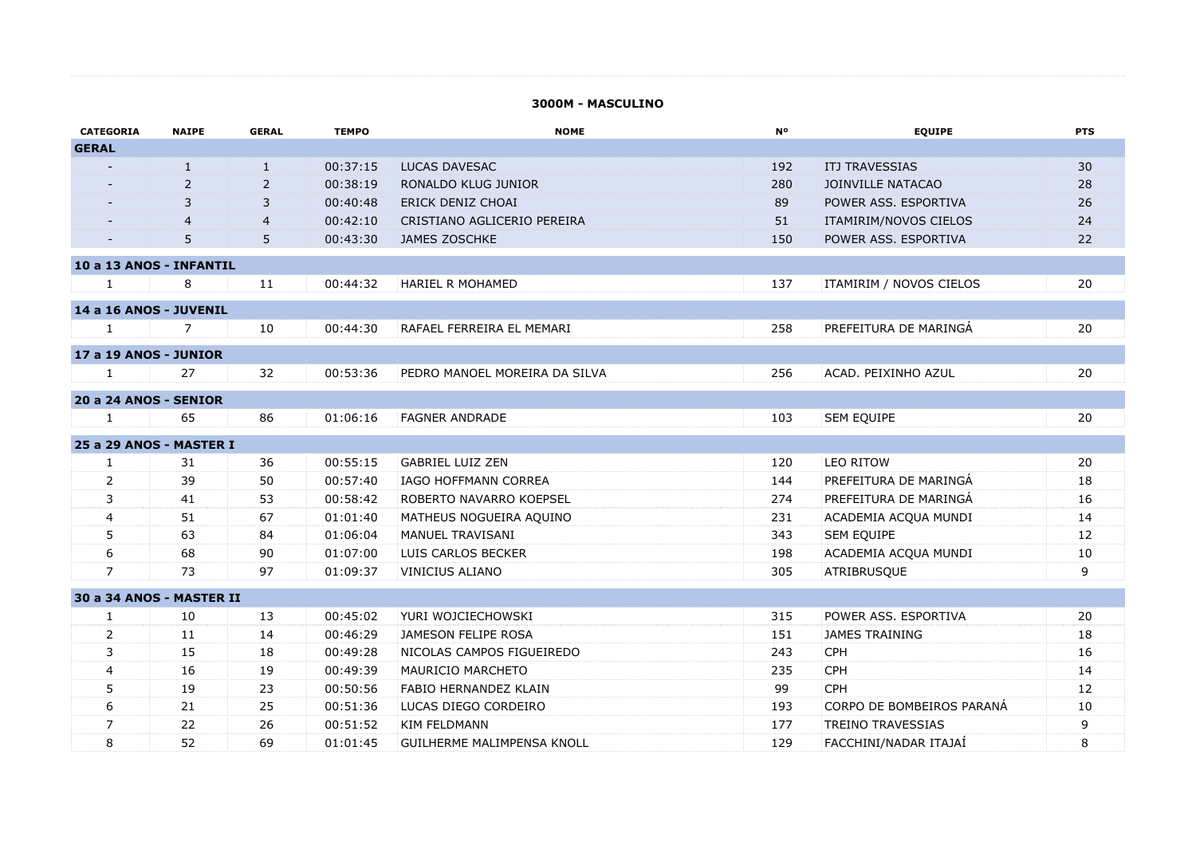## 3000M - MASCULINO

| CATEGORIA | NAIPE | GERAL | TEMPO | NOME | Nº | EQUIPE | PTS |
|---|---|---|---|---|---|---|---|
| **GERAL** | | | | | | | |
| - | 1 | 1 | 00:37:15 | LUCAS DAVESAC | 192 | ITJ TRAVESSIAS | 30 |
| - | 2 | 2 | 00:38:19 | RONALDO KLUG JUNIOR | 280 | JOINVILLE NATACAO | 28 |
| - | 3 | 3 | 00:40:48 | ERICK DENIZ CHOAI | 89 | POWER ASS. ESPORTIVA | 26 |
| - | 4 | 4 | 00:42:10 | CRISTIANO AGLICERIO PEREIRA | 51 | ITAMIRIM/NOVOS CIELOS | 24 |
| - | 5 | 5 | 00:43:30 | JAMES ZOSCHKE | 150 | POWER ASS. ESPORTIVA | 22 |
| **10 a 13 ANOS - INFANTIL** | | | | | | | |
| 1 | 8 | 11 | 00:44:32 | HARIEL R MOHAMED | 137 | ITAMIRIM / NOVOS CIELOS | 20 |
| **14 a 16 ANOS - JUVENIL** | | | | | | | |
| 1 | 7 | 10 | 00:44:30 | RAFAEL FERREIRA EL MEMARI | 258 | PREFEITURA DE MARINGÁ | 20 |
| **17 a 19 ANOS - JUNIOR** | | | | | | | |
| 1 | 27 | 32 | 00:53:36 | PEDRO MANOEL MOREIRA DA SILVA | 256 | ACAD. PEIXINHO AZUL | 20 |
| **20 a 24 ANOS - SENIOR** | | | | | | | |
| 1 | 65 | 86 | 01:06:16 | FAGNER ANDRADE | 103 | SEM EQUIPE | 20 |
| **25 a 29 ANOS - MASTER I** | | | | | | | |
| 1 | 31 | 36 | 00:55:15 | GABRIEL LUIZ ZEN | 120 | LEO RITOW | 20 |
| 2 | 39 | 50 | 00:57:40 | IAGO HOFFMANN CORREA | 144 | PREFEITURA DE MARINGÁ | 18 |
| 3 | 41 | 53 | 00:58:42 | ROBERTO NAVARRO KOEPSEL | 274 | PREFEITURA DE MARINGÁ | 16 |
| 4 | 51 | 67 | 01:01:40 | MATHEUS NOGUEIRA AQUINO | 231 | ACADEMIA ACQUA MUNDI | 14 |
| 5 | 63 | 84 | 01:06:04 | MANUEL TRAVISANI | 343 | SEM EQUIPE | 12 |
| 6 | 68 | 90 | 01:07:00 | LUIS CARLOS BECKER | 198 | ACADEMIA ACQUA MUNDI | 10 |
| 7 | 73 | 97 | 01:09:37 | VINICIUS ALIANO | 305 | ATRIBRUSQUE | 9 |
| **30 a 34 ANOS - MASTER II** | | | | | | | |
| 1 | 10 | 13 | 00:45:02 | YURI WOJCIECHOWSKI | 315 | POWER ASS. ESPORTIVA | 20 |
| 2 | 11 | 14 | 00:46:29 | JAMESON FELIPE ROSA | 151 | JAMES TRAINING | 18 |
| 3 | 15 | 18 | 00:49:28 | NICOLAS CAMPOS FIGUEIREDO | 243 | CPH | 16 |
| 4 | 16 | 19 | 00:49:39 | MAURICIO MARCHETO | 235 | CPH | 14 |
| 5 | 19 | 23 | 00:50:56 | FABIO HERNANDEZ KLAIN | 99 | CPH | 12 |
| 6 | 21 | 25 | 00:51:36 | LUCAS DIEGO CORDEIRO | 193 | CORPO DE BOMBEIROS PARANÁ | 10 |
| 7 | 22 | 26 | 00:51:52 | KIM FELDMANN | 177 | TREINO TRAVESSIAS | 9 |
| 8 | 52 | 69 | 01:01:45 | GUILHERME MALIMPENSA KNOLL | 129 | FACCHINI/NADAR ITAJAÍ | 8 |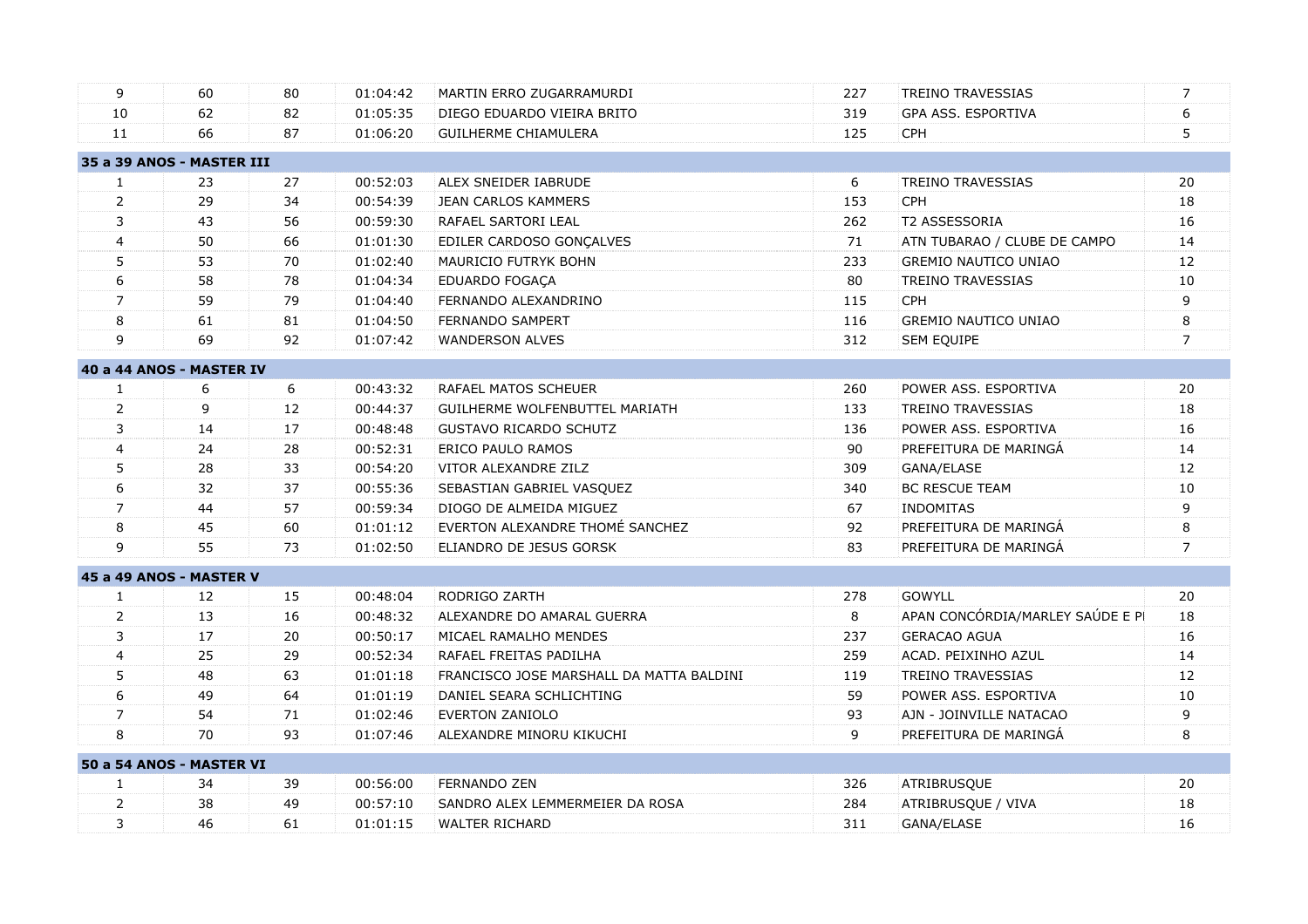| | | | | | | | |
|---|---|---|---|---|---|---|---|
| 9 | 60 | 80 | 01:04:42 | MARTIN ERRO ZUGARRAMURDI | 227 | TREINO TRAVESSIAS | 7 |
| 10 | 62 | 82 | 01:05:35 | DIEGO EDUARDO VIEIRA BRITO | 319 | GPA ASS. ESPORTIVA | 6 |
| 11 | 66 | 87 | 01:06:20 | GUILHERME CHIAMULERA | 125 | CPH | 5 |
| **35 a 39 ANOS - MASTER III** | | | | | | | |
| 1 | 23 | 27 | 00:52:03 | ALEX SNEIDER IABRUDE | 6 | TREINO TRAVESSIAS | 20 |
| 2 | 29 | 34 | 00:54:39 | JEAN CARLOS KAMMERS | 153 | CPH | 18 |
| 3 | 43 | 56 | 00:59:30 | RAFAEL SARTORI LEAL | 262 | T2 ASSESSORIA | 16 |
| 4 | 50 | 66 | 01:01:30 | EDILER CARDOSO GONÇALVES | 71 | ATN TUBARAO / CLUBE DE CAMPO | 14 |
| 5 | 53 | 70 | 01:02:40 | MAURICIO FUTRYK BOHN | 233 | GREMIO NAUTICO UNIAO | 12 |
| 6 | 58 | 78 | 01:04:34 | EDUARDO FOGAÇA | 80 | TREINO TRAVESSIAS | 10 |
| 7 | 59 | 79 | 01:04:40 | FERNANDO ALEXANDRINO | 115 | CPH | 9 |
| 8 | 61 | 81 | 01:04:50 | FERNANDO SAMPERT | 116 | GREMIO NAUTICO UNIAO | 8 |
| 9 | 69 | 92 | 01:07:42 | WANDERSON ALVES | 312 | SEM EQUIPE | 7 |
| **40 a 44 ANOS - MASTER IV** | | | | | | | |
| 1 | 6 | 6 | 00:43:32 | RAFAEL MATOS SCHEUER | 260 | POWER ASS. ESPORTIVA | 20 |
| 2 | 9 | 12 | 00:44:37 | GUILHERME WOLFENBUTTEL MARIATH | 133 | TREINO TRAVESSIAS | 18 |
| 3 | 14 | 17 | 00:48:48 | GUSTAVO RICARDO SCHUTZ | 136 | POWER ASS. ESPORTIVA | 16 |
| 4 | 24 | 28 | 00:52:31 | ERICO PAULO RAMOS | 90 | PREFEITURA DE MARINGÁ | 14 |
| 5 | 28 | 33 | 00:54:20 | VITOR ALEXANDRE ZILZ | 309 | GANA/ELASE | 12 |
| 6 | 32 | 37 | 00:55:36 | SEBASTIAN GABRIEL VASQUEZ | 340 | BC RESCUE TEAM | 10 |
| 7 | 44 | 57 | 00:59:34 | DIOGO DE ALMEIDA MIGUEZ | 67 | INDOMITAS | 9 |
| 8 | 45 | 60 | 01:01:12 | EVERTON ALEXANDRE THOMÉ SANCHEZ | 92 | PREFEITURA DE MARINGÁ | 8 |
| 9 | 55 | 73 | 01:02:50 | ELIANDRO DE JESUS GORSK | 83 | PREFEITURA DE MARINGÁ | 7 |
| **45 a 49 ANOS - MASTER V** | | | | | | | |
| 1 | 12 | 15 | 00:48:04 | RODRIGO ZARTH | 278 | GOWYLL | 20 |
| 2 | 13 | 16 | 00:48:32 | ALEXANDRE DO AMARAL GUERRA | 8 | APAN CONCÓRDIA/MARLEY SAÚDE E PI | 18 |
| 3 | 17 | 20 | 00:50:17 | MICAEL RAMALHO MENDES | 237 | GERACAO AGUA | 16 |
| 4 | 25 | 29 | 00:52:34 | RAFAEL FREITAS PADILHA | 259 | ACAD. PEIXINHO AZUL | 14 |
| 5 | 48 | 63 | 01:01:18 | FRANCISCO JOSE MARSHALL DA MATTA BALDINI | 119 | TREINO TRAVESSIAS | 12 |
| 6 | 49 | 64 | 01:01:19 | DANIEL SEARA SCHLICHTING | 59 | POWER ASS. ESPORTIVA | 10 |
| 7 | 54 | 71 | 01:02:46 | EVERTON ZANIOLO | 93 | AJN - JOINVILLE NATACAO | 9 |
| 8 | 70 | 93 | 01:07:46 | ALEXANDRE MINORU KIKUCHI | 9 | PREFEITURA DE MARINGÁ | 8 |
| **50 a 54 ANOS - MASTER VI** | | | | | | | |
| 1 | 34 | 39 | 00:56:00 | FERNANDO ZEN | 326 | ATRIBRUSQUE | 20 |
| 2 | 38 | 49 | 00:57:10 | SANDRO ALEX LEMMERMEIER DA ROSA | 284 | ATRIBRUSQUE / VIVA | 18 |
| 3 | 46 | 61 | 01:01:15 | WALTER RICHARD | 311 | GANA/ELASE | 16 |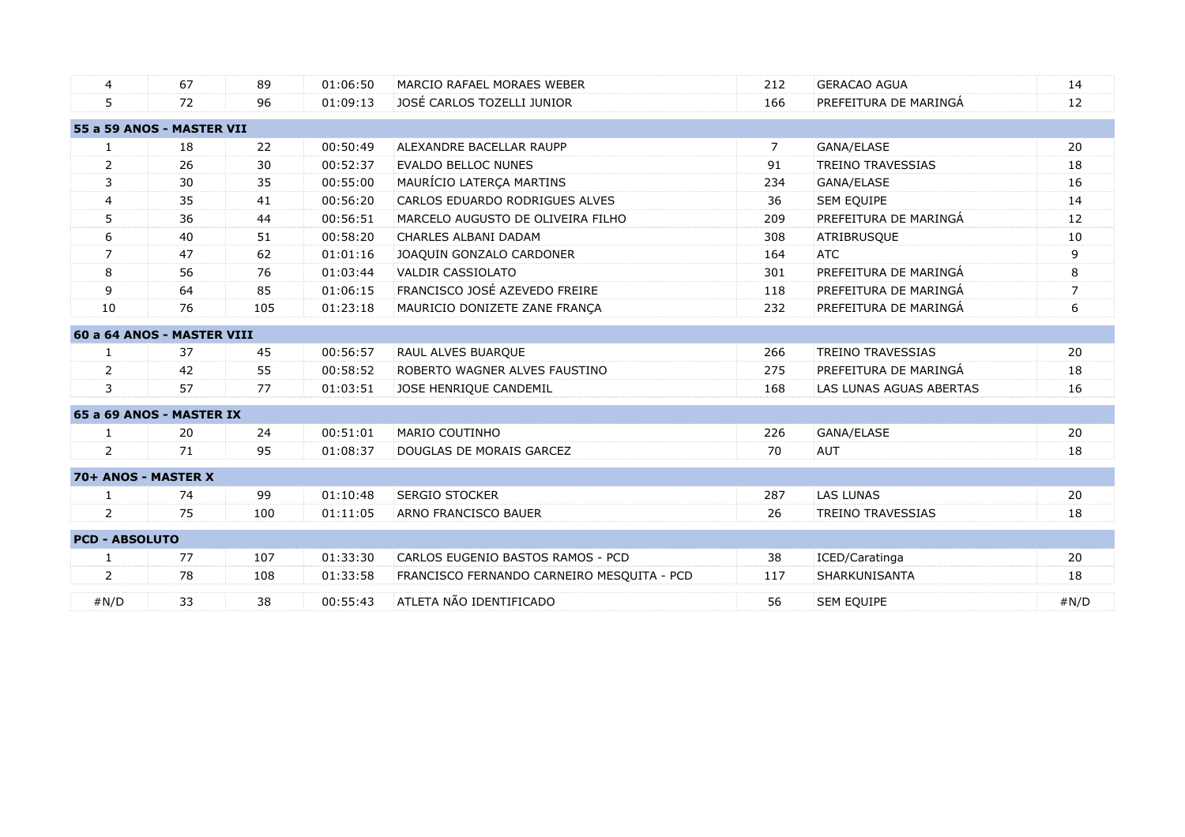| | | | | | | | |
|---|---|---|---|---|---|---|---|
| 4 | 67 | 89 | 01:06:50 | MARCIO RAFAEL MORAES WEBER | 212 | GERACAO AGUA | 14 |
| 5 | 72 | 96 | 01:09:13 | JOSÉ CARLOS TOZELLI JUNIOR | 166 | PREFEITURA DE MARINGÁ | 12 |
| **55 a 59 ANOS - MASTER VII** | | | | | | | |
| 1 | 18 | 22 | 00:50:49 | ALEXANDRE BACELLAR RAUPP | 7 | GANA/ELASE | 20 |
| 2 | 26 | 30 | 00:52:37 | EVALDO BELLOC NUNES | 91 | TREINO TRAVESSIAS | 18 |
| 3 | 30 | 35 | 00:55:00 | MAURÍCIO LATERÇA MARTINS | 234 | GANA/ELASE | 16 |
| 4 | 35 | 41 | 00:56:20 | CARLOS EDUARDO RODRIGUES ALVES | 36 | SEM EQUIPE | 14 |
| 5 | 36 | 44 | 00:56:51 | MARCELO AUGUSTO DE OLIVEIRA FILHO | 209 | PREFEITURA DE MARINGÁ | 12 |
| 6 | 40 | 51 | 00:58:20 | CHARLES ALBANI DADAM | 308 | ATRIBRUSQUE | 10 |
| 7 | 47 | 62 | 01:01:16 | JOAQUIN GONZALO CARDONER | 164 | ATC | 9 |
| 8 | 56 | 76 | 01:03:44 | VALDIR CASSIOLATO | 301 | PREFEITURA DE MARINGÁ | 8 |
| 9 | 64 | 85 | 01:06:15 | FRANCISCO JOSÉ AZEVEDO FREIRE | 118 | PREFEITURA DE MARINGÁ | 7 |
| 10 | 76 | 105 | 01:23:18 | MAURICIO DONIZETE ZANE FRANÇA | 232 | PREFEITURA DE MARINGÁ | 6 |
| **60 a 64 ANOS - MASTER VIII** | | | | | | | |
| 1 | 37 | 45 | 00:56:57 | RAUL ALVES BUARQUE | 266 | TREINO TRAVESSIAS | 20 |
| 2 | 42 | 55 | 00:58:52 | ROBERTO WAGNER ALVES FAUSTINO | 275 | PREFEITURA DE MARINGÁ | 18 |
| 3 | 57 | 77 | 01:03:51 | JOSE HENRIQUE CANDEMIL | 168 | LAS LUNAS AGUAS ABERTAS | 16 |
| **65 a 69 ANOS - MASTER IX** | | | | | | | |
| 1 | 20 | 24 | 00:51:01 | MARIO COUTINHO | 226 | GANA/ELASE | 20 |
| 2 | 71 | 95 | 01:08:37 | DOUGLAS DE MORAIS GARCEZ | 70 | AUT | 18 |
| **70+ ANOS - MASTER X** | | | | | | | |
| 1 | 74 | 99 | 01:10:48 | SERGIO STOCKER | 287 | LAS LUNAS | 20 |
| 2 | 75 | 100 | 01:11:05 | ARNO FRANCISCO BAUER | 26 | TREINO TRAVESSIAS | 18 |
| **PCD - ABSOLUTO** | | | | | | | |
| 1 | 77 | 107 | 01:33:30 | CARLOS EUGENIO BASTOS RAMOS - PCD | 38 | ICED/Caratinga | 20 |
| 2 | 78 | 108 | 01:33:58 | FRANCISCO FERNANDO CARNEIRO MESQUITA - PCD | 117 | SHARKUNISANTA | 18 |
| #N/D | 33 | 38 | 00:55:43 | ATLETA NÃO IDENTIFICADO | 56 | SEM EQUIPE | #N/D |